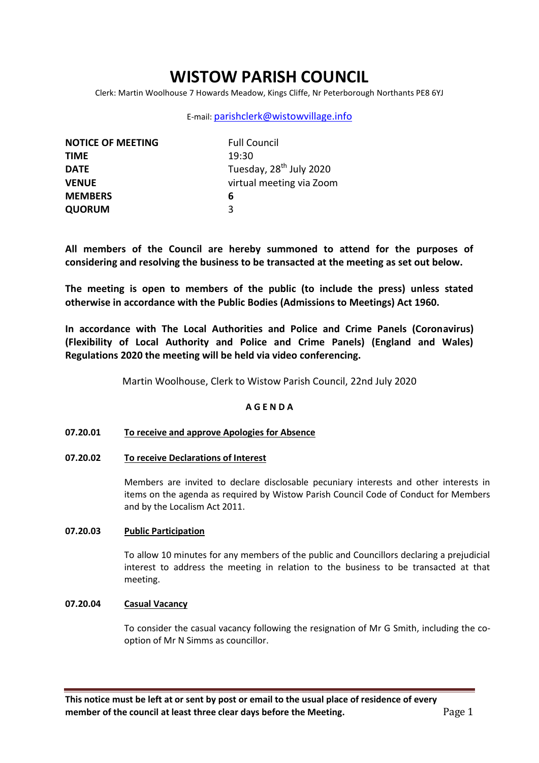# WISTOW PARISH COUNCIL

Clerk: Martin Woolhouse 7 Howards Meadow, Kings Cliffe, Nr Peterborough Northants PE8 6YJ

E-mail: parishclerk@wistowvillage.info

| | |
|---|---|
| **NOTICE OF MEETING** | Full Council |
| **TIME** | 19:30 |
| **DATE** | Tuesday, 28th July 2020 |
| **VENUE** | virtual meeting via Zoom |
| **MEMBERS** | **6** |
| **QUORUM** | 3 |

**All members of the Council are hereby summoned to attend for the purposes of considering and resolving the business to be transacted at the meeting as set out below.**

**The meeting is open to members of the public (to include the press) unless stated otherwise in accordance with the Public Bodies (Admissions to Meetings) Act 1960.**

**In accordance with The Local Authorities and Police and Crime Panels (Coronavirus) (Flexibility of Local Authority and Police and Crime Panels) (England and Wales) Regulations 2020 the meeting will be held via video conferencing.**

Martin Woolhouse, Clerk to Wistow Parish Council, 22nd July 2020

## A G E N D A

**07.20.01** **To receive and approve Apologies for Absence**

**07.20.02** **To receive Declarations of Interest**

Members are invited to declare disclosable pecuniary interests and other interests in items on the agenda as required by Wistow Parish Council Code of Conduct for Members and by the Localism Act 2011.

**07.20.03** **Public Participation**

To allow 10 minutes for any members of the public and Councillors declaring a prejudicial interest to address the meeting in relation to the business to be transacted at that meeting.

**07.20.04** **Casual Vacancy**

To consider the casual vacancy following the resignation of Mr G Smith, including the co-option of Mr N Simms as councillor.

**This notice must be left at or sent by post or email to the usual place of residence of every member of the council at least three clear days before the Meeting.**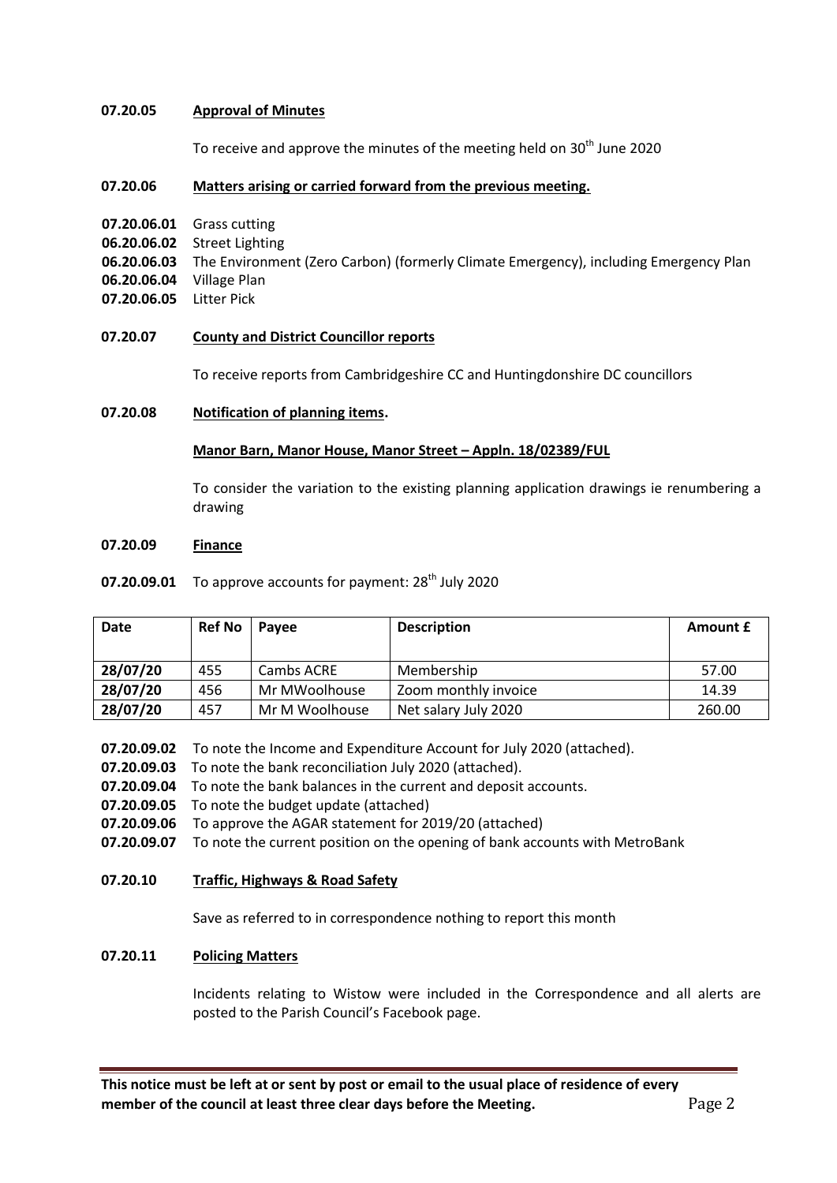**07.20.05** **Approval of Minutes**

To receive and approve the minutes of the meeting held on 30th June 2020

**07.20.06** **Matters arising or carried forward from the previous meeting.**

**07.20.06.01** Grass cutting
**06.20.06.02** Street Lighting
**06.20.06.03** The Environment (Zero Carbon) (formerly Climate Emergency), including Emergency Plan
**06.20.06.04** Village Plan
**07.20.06.05** Litter Pick

**07.20.07** **County and District Councillor reports**

To receive reports from Cambridgeshire CC and Huntingdonshire DC councillors

**07.20.08** **Notification of planning items.**

**Manor Barn, Manor House, Manor Street – Appln. 18/02389/FUL**

To consider the variation to the existing planning application drawings ie renumbering a drawing

**07.20.09** **Finance**

**07.20.09.01** To approve accounts for payment: 28th July 2020

| Date | Ref No | Payee | Description | Amount £ |
|---|---|---|---|---|
| **28/07/20** | 455 | Cambs ACRE | Membership | 57.00 |
| **28/07/20** | 456 | Mr MWoolhouse | Zoom monthly invoice | 14.39 |
| **28/07/20** | 457 | Mr M Woolhouse | Net salary July 2020 | 260.00 |

**07.20.09.02** To note the Income and Expenditure Account for July 2020 (attached).
**07.20.09.03** To note the bank reconciliation July 2020 (attached).
**07.20.09.04** To note the bank balances in the current and deposit accounts.
**07.20.09.05** To note the budget update (attached)
**07.20.09.06** To approve the AGAR statement for 2019/20 (attached)
**07.20.09.07** To note the current position on the opening of bank accounts with MetroBank

**07.20.10** **Traffic, Highways & Road Safety**

Save as referred to in correspondence nothing to report this month

**07.20.11** **Policing Matters**

Incidents relating to Wistow were included in the Correspondence and all alerts are posted to the Parish Council's Facebook page.

**This notice must be left at or sent by post or email to the usual place of residence of every member of the council at least three clear days before the Meeting.**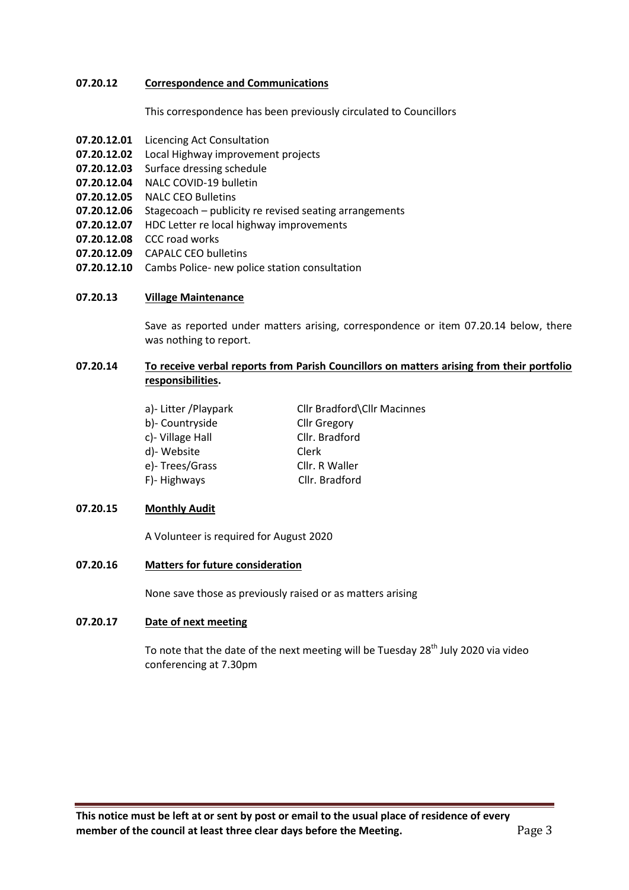**07.20.12 Correspondence and Communications**

This correspondence has been previously circulated to Councillors

**07.20.12.01** Licencing Act Consultation
**07.20.12.02** Local Highway improvement projects
**07.20.12.03** Surface dressing schedule
**07.20.12.04** NALC COVID-19 bulletin
**07.20.12.05** NALC CEO Bulletins
**07.20.12.06** Stagecoach – publicity re revised seating arrangements
**07.20.12.07** HDC Letter re local highway improvements
**07.20.12.08** CCC road works
**07.20.12.09** CAPALC CEO bulletins
**07.20.12.10** Cambs Police- new police station consultation

**07.20.13 Village Maintenance**

Save as reported under matters arising, correspondence or item 07.20.14 below, there was nothing to report.

**07.20.14 To receive verbal reports from Parish Councillors on matters arising from their portfolio responsibilities.**

| | |
|---|---|
| a)- Litter /Playpark | Cllr Bradford\Cllr Macinnes |
| b)- Countryside | Cllr Gregory |
| c)- Village Hall | Cllr. Bradford |
| d)- Website | Clerk |
| e)- Trees/Grass | Cllr. R Waller |
| F)- Highways | Cllr. Bradford |

**07.20.15 Monthly Audit**

A Volunteer is required for August 2020

**07.20.16 Matters for future consideration**

None save those as previously raised or as matters arising

**07.20.17 Date of next meeting**

To note that the date of the next meeting will be Tuesday 28th July 2020 via video conferencing at 7.30pm

**This notice must be left at or sent by post or email to the usual place of residence of every member of the council at least three clear days before the Meeting.**